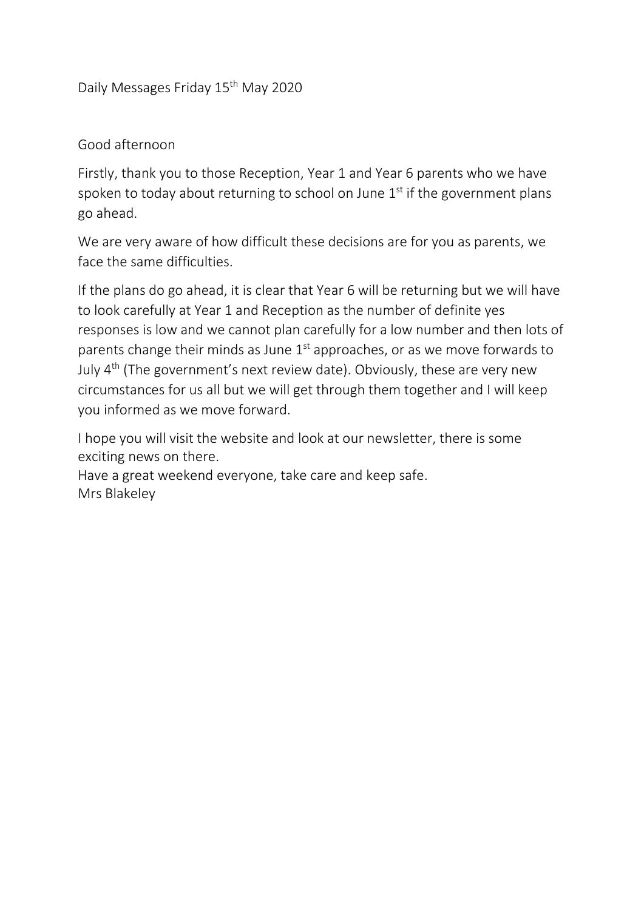Daily Messages Friday 15th May 2020

Good afternoon

Firstly, thank you to those Reception, Year 1 and Year 6 parents who we have spoken to today about returning to school on June 1st if the government plans go ahead.

We are very aware of how difficult these decisions are for you as parents, we face the same difficulties.

If the plans do go ahead, it is clear that Year 6 will be returning but we will have to look carefully at Year 1 and Reception as the number of definite yes responses is low and we cannot plan carefully for a low number and then lots of parents change their minds as June 1st approaches, or as we move forwards to July 4th (The government's next review date). Obviously, these are very new circumstances for us all but we will get through them together and I will keep you informed as we move forward.

I hope you will visit the website and look at our newsletter, there is some exciting news on there.
Have a great weekend everyone, take care and keep safe.
Mrs Blakeley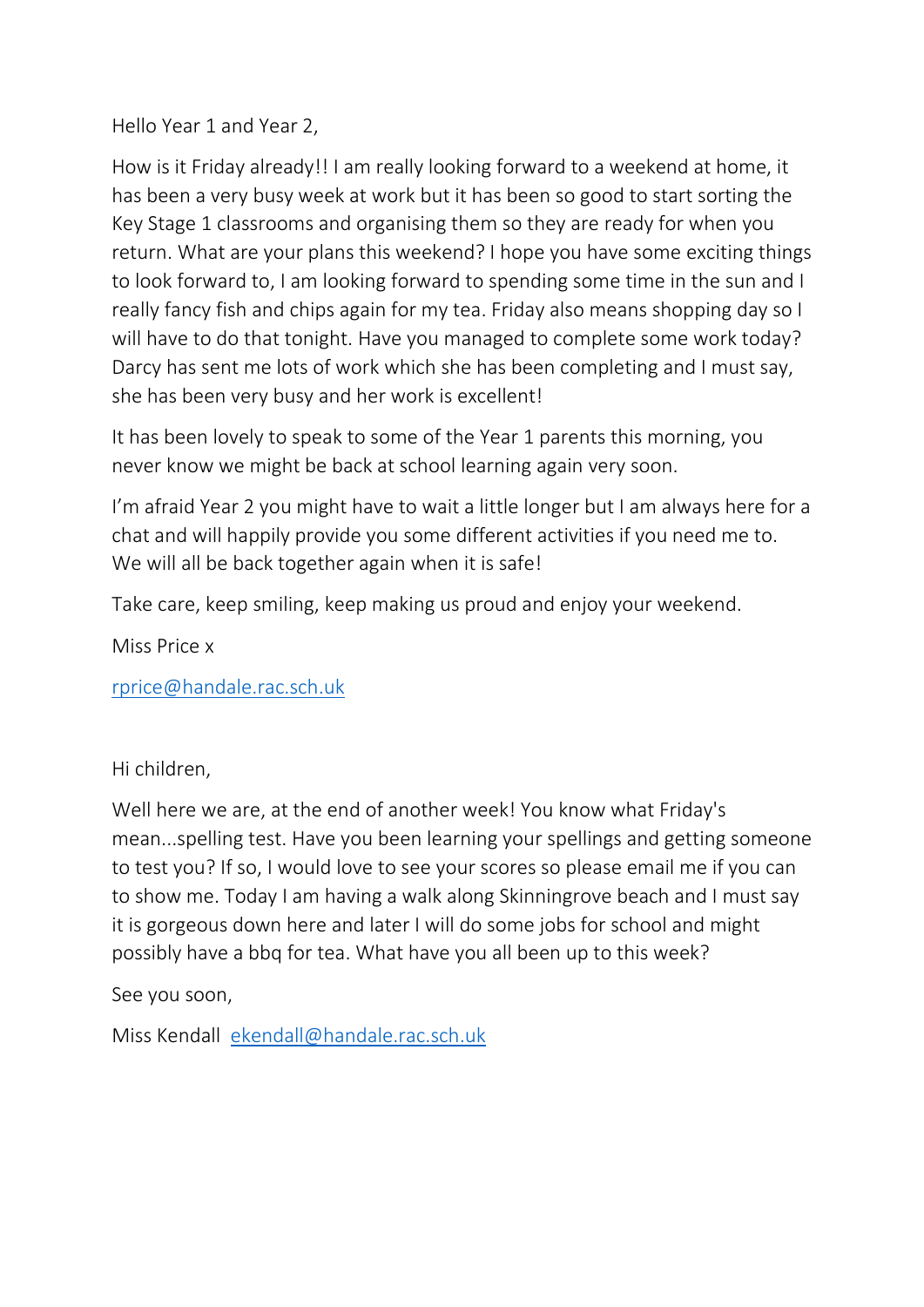Hello Year 1 and Year 2,

How is it Friday already!! I am really looking forward to a weekend at home, it has been a very busy week at work but it has been so good to start sorting the Key Stage 1 classrooms and organising them so they are ready for when you return. What are your plans this weekend? I hope you have some exciting things to look forward to, I am looking forward to spending some time in the sun and I really fancy fish and chips again for my tea. Friday also means shopping day so I will have to do that tonight. Have you managed to complete some work today? Darcy has sent me lots of work which she has been completing and I must say, she has been very busy and her work is excellent!

It has been lovely to speak to some of the Year 1 parents this morning, you never know we might be back at school learning again very soon.

I'm afraid Year 2 you might have to wait a little longer but I am always here for a chat and will happily provide you some different activities if you need me to. We will all be back together again when it is safe!

Take care, keep smiling, keep making us proud and enjoy your weekend.

Miss Price x

rprice@handale.rac.sch.uk

Hi children,

Well here we are, at the end of another week! You know what Friday's mean...spelling test. Have you been learning your spellings and getting someone to test you? If so, I would love to see your scores so please email me if you can to show me. Today I am having a walk along Skinningrove beach and I must say it is gorgeous down here and later I will do some jobs for school and might possibly have a bbq for tea. What have you all been up to this week?

See you soon,

Miss Kendall ekendall@handale.rac.sch.uk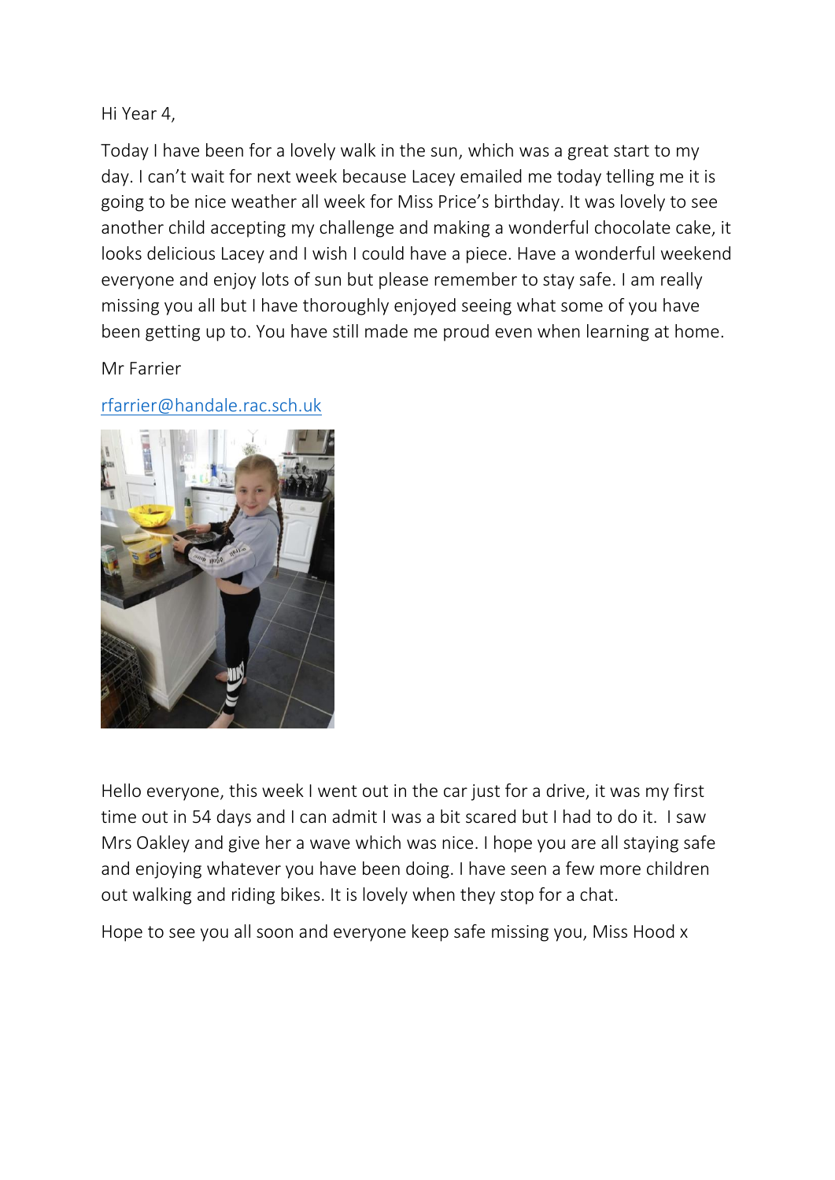Hi Year 4,

Today I have been for a lovely walk in the sun, which was a great start to my day. I can't wait for next week because Lacey emailed me today telling me it is going to be nice weather all week for Miss Price's birthday. It was lovely to see another child accepting my challenge and making a wonderful chocolate cake, it looks delicious Lacey and I wish I could have a piece. Have a wonderful weekend everyone and enjoy lots of sun but please remember to stay safe. I am really missing you all but I have thoroughly enjoyed seeing what some of you have been getting up to. You have still made me proud even when learning at home.

Mr Farrier

rfarrier@handale.rac.sch.uk

Hello everyone, this week I went out in the car just for a drive, it was my first time out in 54 days and I can admit I was a bit scared but I had to do it. I saw Mrs Oakley and give her a wave which was nice. I hope you are all staying safe and enjoying whatever you have been doing. I have seen a few more children out walking and riding bikes. It is lovely when they stop for a chat.

Hope to see you all soon and everyone keep safe missing you, Miss Hood x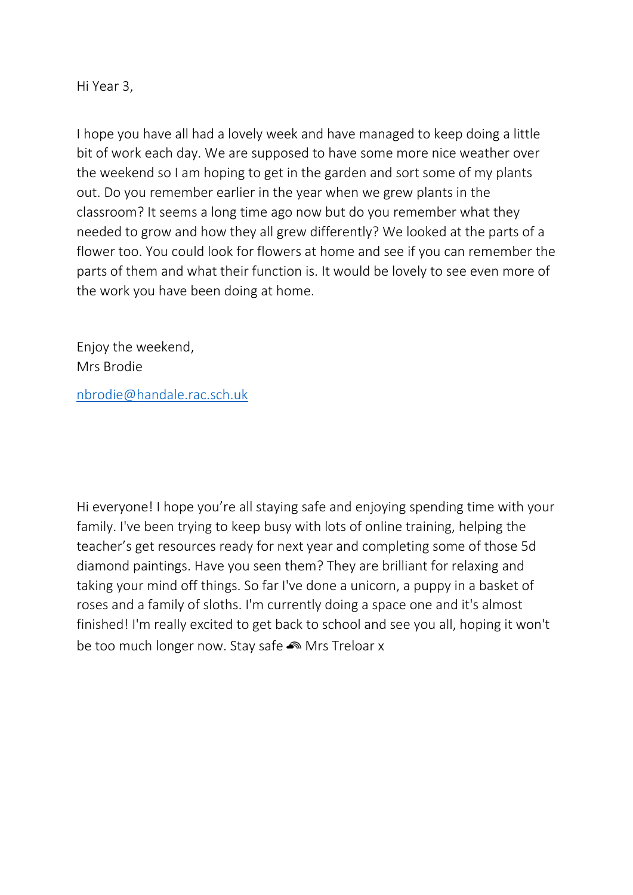Hi Year 3,

I hope you have all had a lovely week and have managed to keep doing a little bit of work each day. We are supposed to have some more nice weather over the weekend so I am hoping to get in the garden and sort some of my plants out. Do you remember earlier in the year when we grew plants in the classroom? It seems a long time ago now but do you remember what they needed to grow and how they all grew differently? We looked at the parts of a flower too. You could look for flowers at home and see if you can remember the parts of them and what their function is. It would be lovely to see even more of the work you have been doing at home.

Enjoy the weekend,
Mrs Brodie

nbrodie@handale.rac.sch.uk

Hi everyone! I hope you're all staying safe and enjoying spending time with your family. I've been trying to keep busy with lots of online training, helping the teacher's get resources ready for next year and completing some of those 5d diamond paintings. Have you seen them? They are brilliant for relaxing and taking your mind off things. So far I've done a unicorn, a puppy in a basket of roses and a family of sloths. I'm currently doing a space one and it's almost finished! I'm really excited to get back to school and see you all, hoping it won't be too much longer now. Stay safe 🌈 Mrs Treloar x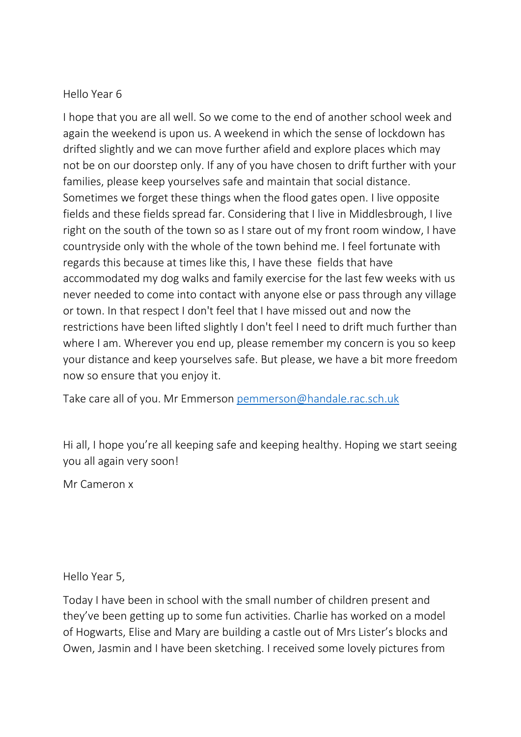Hello Year 6

I hope that you are all well. So we come to the end of another school week and again the weekend is upon us. A weekend in which the sense of lockdown has drifted slightly and we can move further afield and explore places which may not be on our doorstep only. If any of you have chosen to drift further with your families, please keep yourselves safe and maintain that social distance. Sometimes we forget these things when the flood gates open. I live opposite fields and these fields spread far. Considering that I live in Middlesbrough, I live right on the south of the town so as I stare out of my front room window, I have countryside only with the whole of the town behind me. I feel fortunate with regards this because at times like this, I have these fields that have accommodated my dog walks and family exercise for the last few weeks with us never needed to come into contact with anyone else or pass through any village or town. In that respect I don't feel that I have missed out and now the restrictions have been lifted slightly I don't feel I need to drift much further than where I am. Wherever you end up, please remember my concern is you so keep your distance and keep yourselves safe. But please, we have a bit more freedom now so ensure that you enjoy it.

Take care all of you. Mr Emmerson pemmerson@handale.rac.sch.uk

Hi all, I hope you're all keeping safe and keeping healthy. Hoping we start seeing you all again very soon!

Mr Cameron x

Hello Year 5,

Today I have been in school with the small number of children present and they've been getting up to some fun activities. Charlie has worked on a model of Hogwarts, Elise and Mary are building a castle out of Mrs Lister's blocks and Owen, Jasmin and I have been sketching. I received some lovely pictures from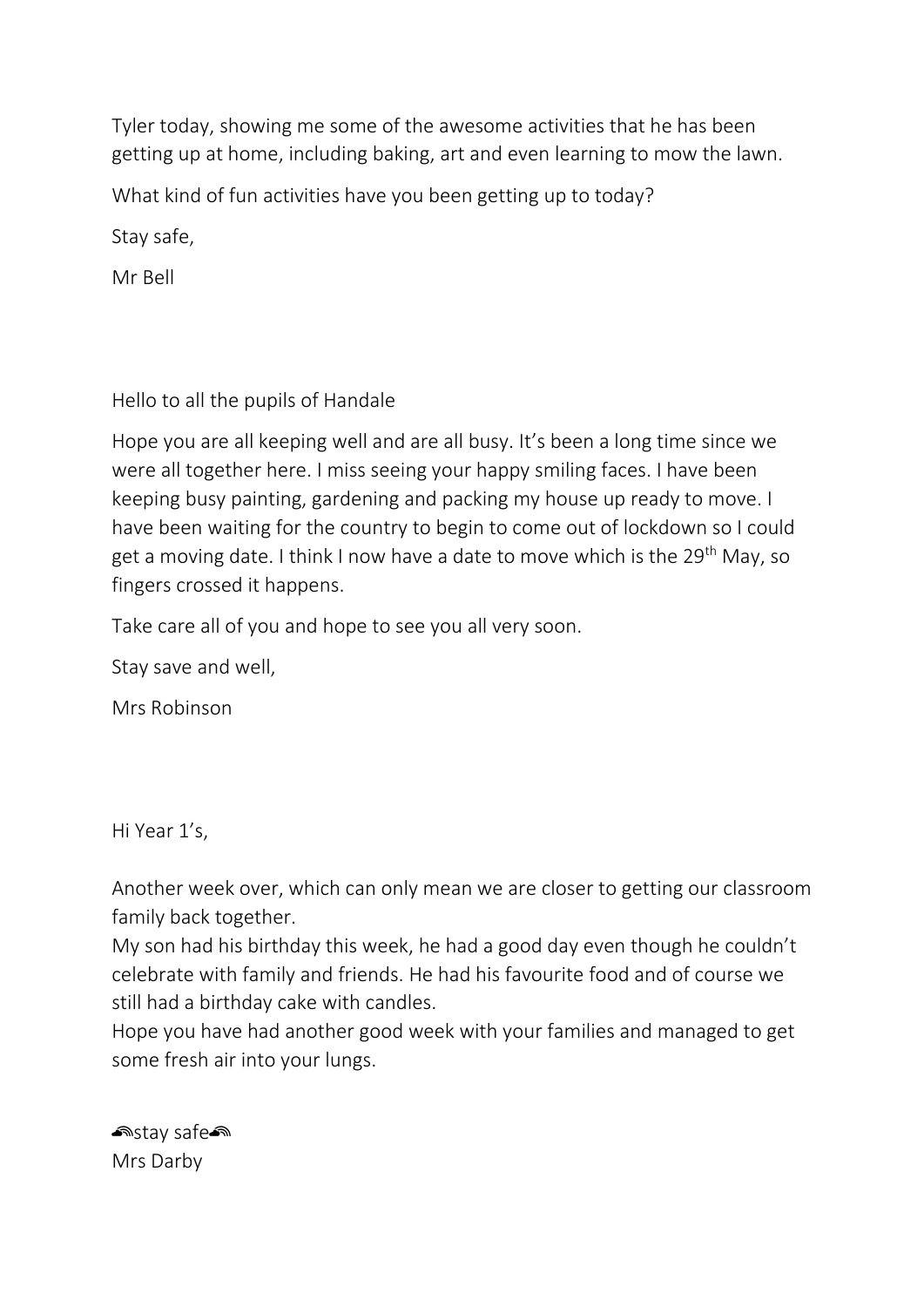Tyler today, showing me some of the awesome activities that he has been getting up at home, including baking, art and even learning to mow the lawn.

What kind of fun activities have you been getting up to today?

Stay safe,

Mr Bell

Hello to all the pupils of Handale

Hope you are all keeping well and are all busy. It's been a long time since we were all together here. I miss seeing your happy smiling faces. I have been keeping busy painting, gardening and packing my house up ready to move. I have been waiting for the country to begin to come out of lockdown so I could get a moving date. I think I now have a date to move which is the 29th May, so fingers crossed it happens.

Take care all of you and hope to see you all very soon.

Stay save and well,

Mrs Robinson

Hi Year 1's,

Another week over, which can only mean we are closer to getting our classroom family back together.
My son had his birthday this week, he had a good day even though he couldn't celebrate with family and friends. He had his favourite food and of course we still had a birthday cake with candles.
Hope you have had another good week with your families and managed to get some fresh air into your lungs.

🌈stay safe🌈
Mrs Darby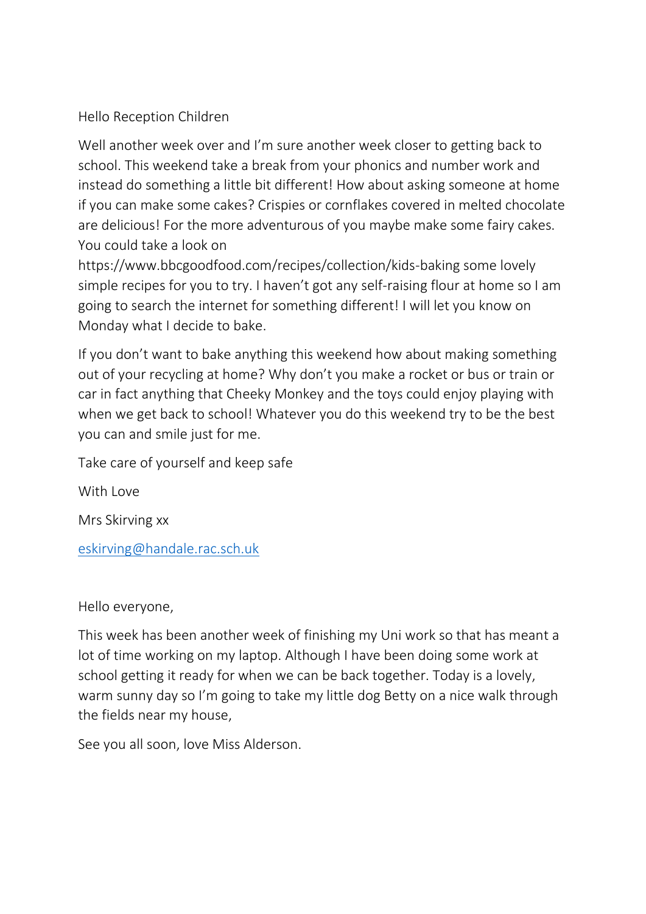Hello Reception Children

Well another week over and I'm sure another week closer to getting back to school. This weekend take a break from your phonics and number work and instead do something a little bit different! How about asking someone at home if you can make some cakes? Crispies or cornflakes covered in melted chocolate are delicious! For the more adventurous of you maybe make some fairy cakes. You could take a look on https://www.bbcgoodfood.com/recipes/collection/kids-baking some lovely simple recipes for you to try. I haven't got any self-raising flour at home so I am going to search the internet for something different! I will let you know on Monday what I decide to bake.

If you don't want to bake anything this weekend how about making something out of your recycling at home? Why don't you make a rocket or bus or train or car in fact anything that Cheeky Monkey and the toys could enjoy playing with when we get back to school! Whatever you do this weekend try to be the best you can and smile just for me.

Take care of yourself and keep safe

With Love

Mrs Skirving xx

eskirving@handale.rac.sch.uk

Hello everyone,

This week has been another week of finishing my Uni work so that has meant a lot of time working on my laptop. Although I have been doing some work at school getting it ready for when we can be back together. Today is a lovely, warm sunny day so I'm going to take my little dog Betty on a nice walk through the fields near my house,

See you all soon, love Miss Alderson.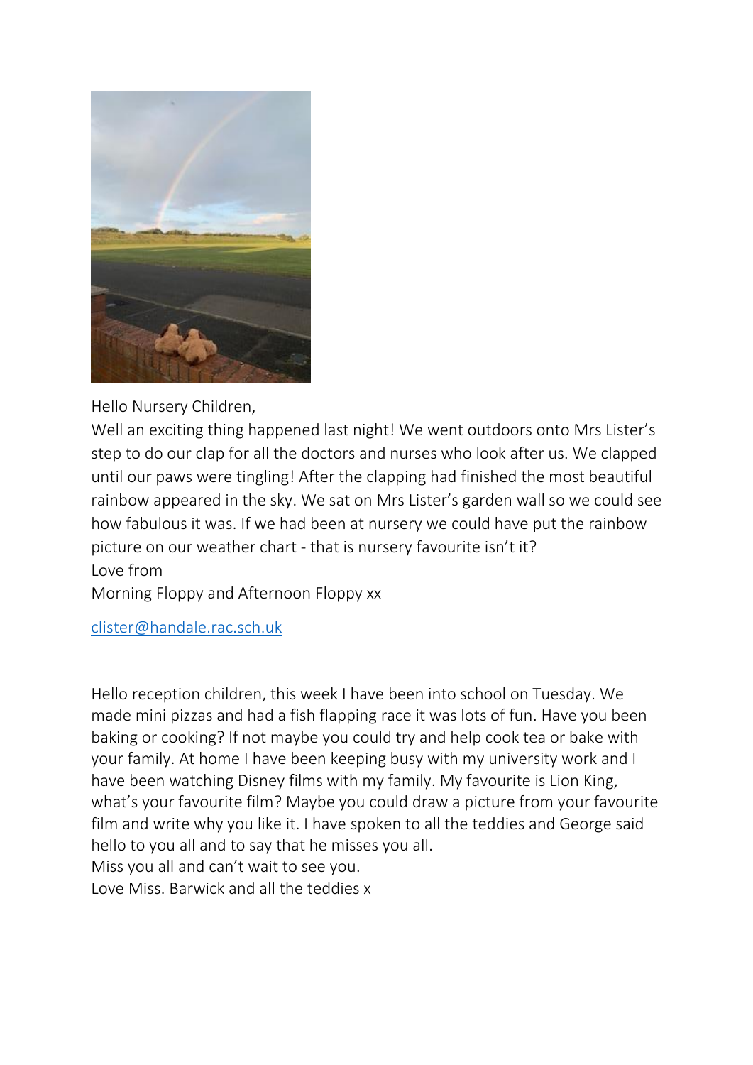Hello Nursery Children,

Well an exciting thing happened last night! We went outdoors onto Mrs Lister's step to do our clap for all the doctors and nurses who look after us. We clapped until our paws were tingling! After the clapping had finished the most beautiful rainbow appeared in the sky. We sat on Mrs Lister's garden wall so we could see how fabulous it was. If we had been at nursery we could have put the rainbow picture on our weather chart - that is nursery favourite isn't it?

Love from

Morning Floppy and Afternoon Floppy xx

clister@handale.rac.sch.uk

Hello reception children, this week I have been into school on Tuesday. We made mini pizzas and had a fish flapping race it was lots of fun. Have you been baking or cooking? If not maybe you could try and help cook tea or bake with your family. At home I have been keeping busy with my university work and I have been watching Disney films with my family. My favourite is Lion King, what's your favourite film? Maybe you could draw a picture from your favourite film and write why you like it. I have spoken to all the teddies and George said hello to you all and to say that he misses you all.

Miss you all and can't wait to see you.

Love Miss. Barwick and all the teddies x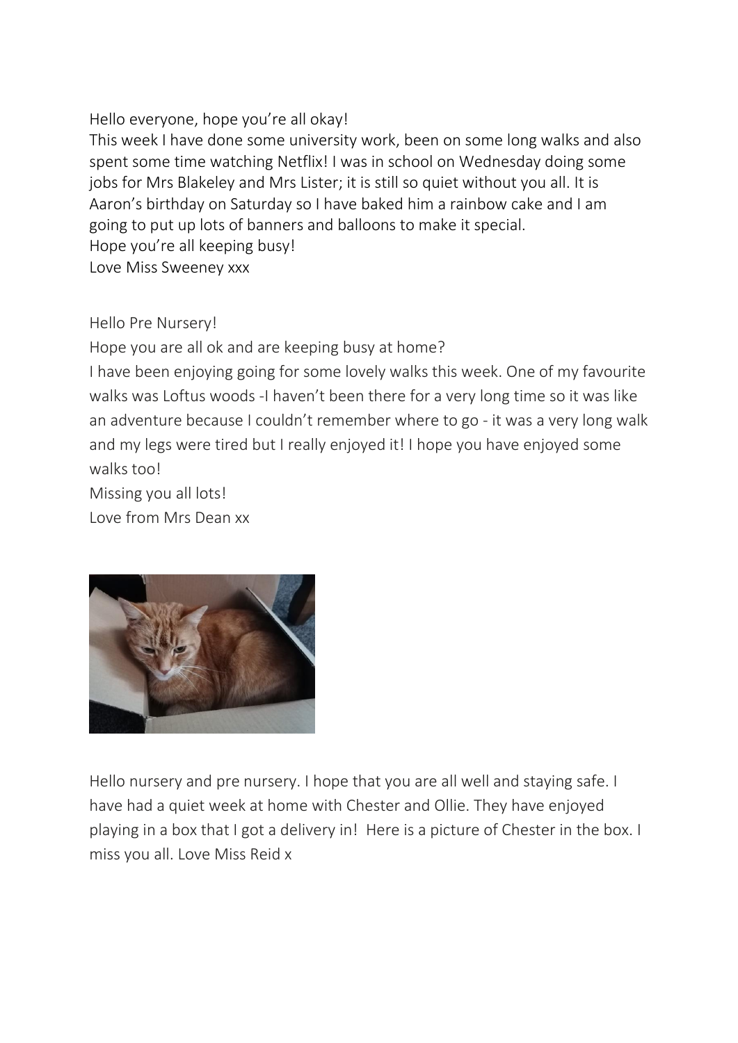Hello everyone, hope you're all okay!
This week I have done some university work, been on some long walks and also spent some time watching Netflix! I was in school on Wednesday doing some jobs for Mrs Blakeley and Mrs Lister; it is still so quiet without you all. It is Aaron's birthday on Saturday so I have baked him a rainbow cake and I am going to put up lots of banners and balloons to make it special.
Hope you're all keeping busy!
Love Miss Sweeney xxx

Hello Pre Nursery!
Hope you are all ok and are keeping busy at home?
I have been enjoying going for some lovely walks this week. One of my favourite walks was Loftus woods -I haven't been there for a very long time so it was like an adventure because I couldn't remember where to go - it was a very long walk and my legs were tired but I really enjoyed it! I hope you have enjoyed some walks too!
Missing you all lots!
Love from Mrs Dean xx

Hello nursery and pre nursery. I hope that you are all well and staying safe. I have had a quiet week at home with Chester and Ollie. They have enjoyed playing in a box that I got a delivery in! Here is a picture of Chester in the box. I miss you all. Love Miss Reid x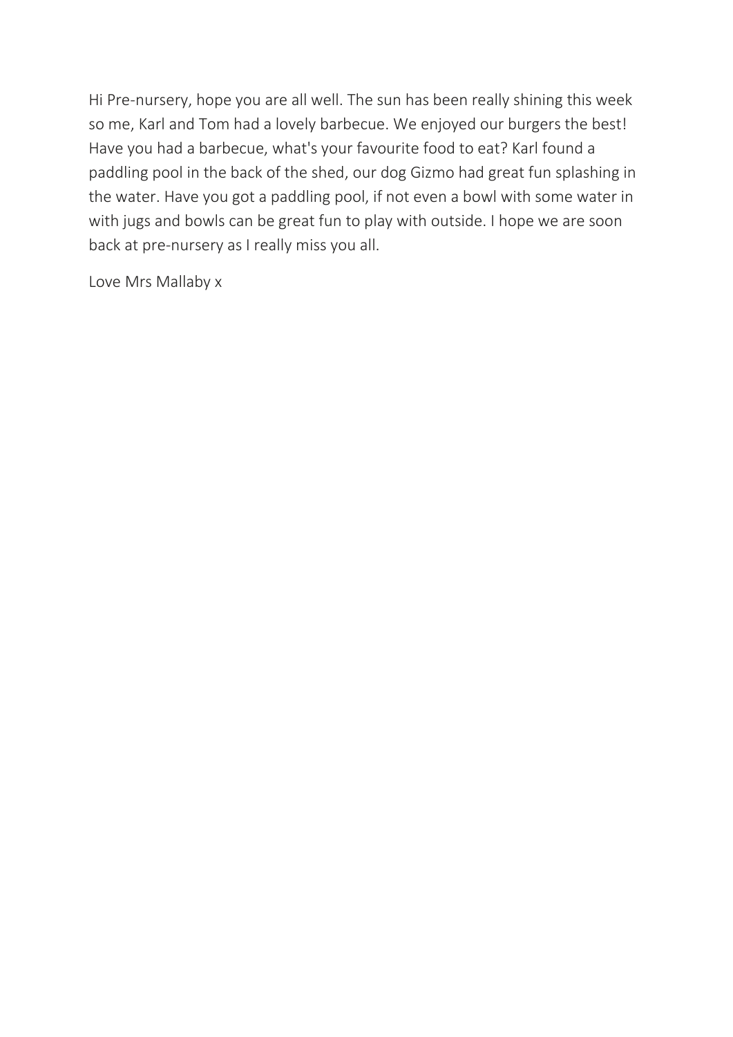Hi Pre-nursery, hope you are all well. The sun has been really shining this week so me, Karl and Tom had a lovely barbecue. We enjoyed our burgers the best! Have you had a barbecue, what's your favourite food to eat? Karl found a paddling pool in the back of the shed, our dog Gizmo had great fun splashing in the water. Have you got a paddling pool, if not even a bowl with some water in with jugs and bowls can be great fun to play with outside. I hope we are soon back at pre-nursery as I really miss you all.

Love Mrs Mallaby x